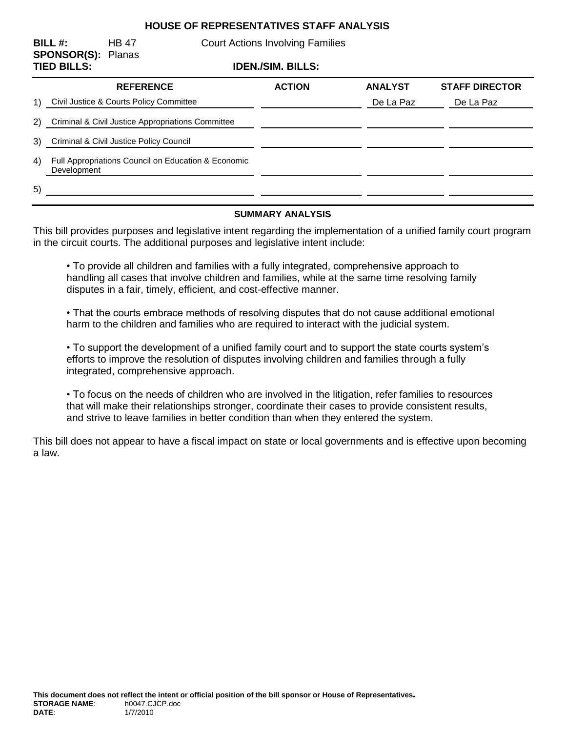# HOUSE OF REPRESENTATIVES STAFF ANALYSIS

**BILL #:** HB 47 Court Actions Involving Families
**SPONSOR(S):** Planas
**TIED BILLS:** **IDEN./SIM. BILLS:**

| | REFERENCE | ACTION | ANALYST | STAFF DIRECTOR |
|---|---|---|---|---|
| 1) | Civil Justice & Courts Policy Committee | | De La Paz | De La Paz |
| 2) | Criminal & Civil Justice Appropriations Committee | | | |
| 3) | Criminal & Civil Justice Policy Council | | | |
| 4) | Full Appropriations Council on Education & Economic Development | | | |
| 5) | | | | |

## SUMMARY ANALYSIS

This bill provides purposes and legislative intent regarding the implementation of a unified family court program in the circuit courts. The additional purposes and legislative intent include:

- To provide all children and families with a fully integrated, comprehensive approach to handling all cases that involve children and families, while at the same time resolving family disputes in a fair, timely, efficient, and cost-effective manner.

- That the courts embrace methods of resolving disputes that do not cause additional emotional harm to the children and families who are required to interact with the judicial system.

- To support the development of a unified family court and to support the state courts system's efforts to improve the resolution of disputes involving children and families through a fully integrated, comprehensive approach.

- To focus on the needs of children who are involved in the litigation, refer families to resources that will make their relationships stronger, coordinate their cases to provide consistent results, and strive to leave families in better condition than when they entered the system.

This bill does not appear to have a fiscal impact on state or local governments and is effective upon becoming a law.

**This document does not reflect the intent or official position of the bill sponsor or House of Representatives.**
**STORAGE NAME**: h0047.CJCP.doc
**DATE**: 1/7/2010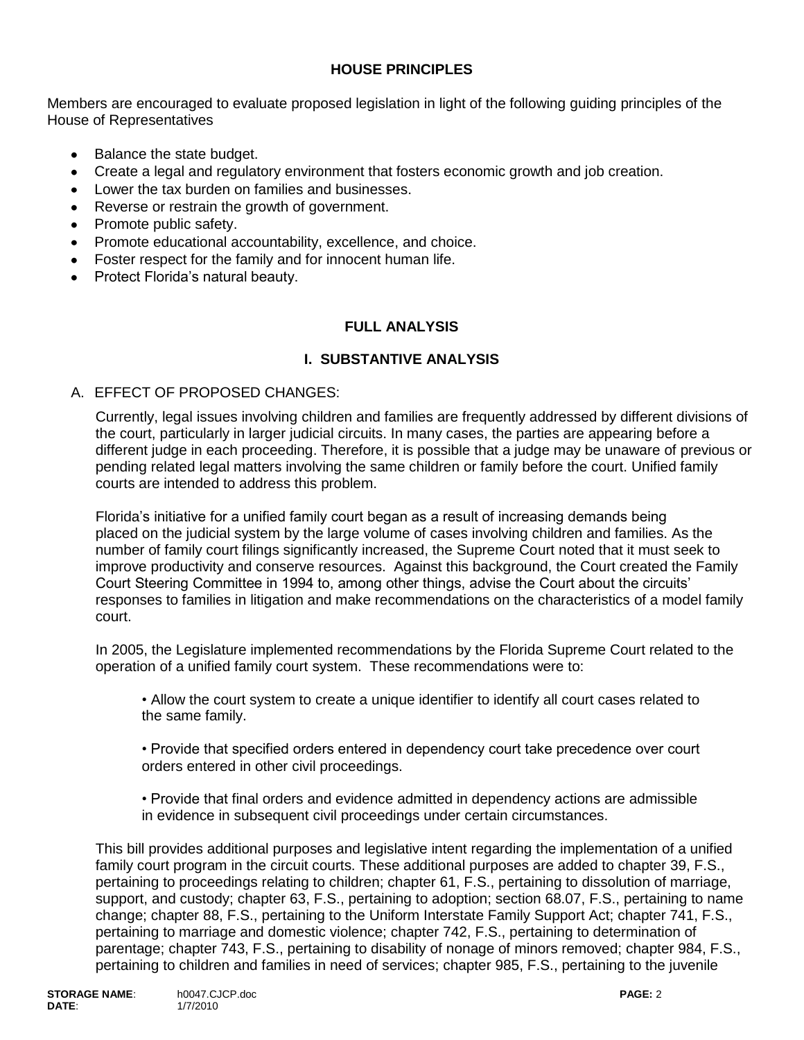## HOUSE PRINCIPLES

Members are encouraged to evaluate proposed legislation in light of the following guiding principles of the House of Representatives

- Balance the state budget.
- Create a legal and regulatory environment that fosters economic growth and job creation.
- Lower the tax burden on families and businesses.
- Reverse or restrain the growth of government.
- Promote public safety.
- Promote educational accountability, excellence, and choice.
- Foster respect for the family and for innocent human life.
- Protect Florida's natural beauty.

## FULL ANALYSIS

### I. SUBSTANTIVE ANALYSIS

A. EFFECT OF PROPOSED CHANGES:

Currently, legal issues involving children and families are frequently addressed by different divisions of the court, particularly in larger judicial circuits. In many cases, the parties are appearing before a different judge in each proceeding. Therefore, it is possible that a judge may be unaware of previous or pending related legal matters involving the same children or family before the court. Unified family courts are intended to address this problem.

Florida's initiative for a unified family court began as a result of increasing demands being placed on the judicial system by the large volume of cases involving children and families. As the number of family court filings significantly increased, the Supreme Court noted that it must seek to improve productivity and conserve resources. Against this background, the Court created the Family Court Steering Committee in 1994 to, among other things, advise the Court about the circuits' responses to families in litigation and make recommendations on the characteristics of a model family court.

In 2005, the Legislature implemented recommendations by the Florida Supreme Court related to the operation of a unified family court system. These recommendations were to:

- Allow the court system to create a unique identifier to identify all court cases related to the same family.
- Provide that specified orders entered in dependency court take precedence over court orders entered in other civil proceedings.
- Provide that final orders and evidence admitted in dependency actions are admissible in evidence in subsequent civil proceedings under certain circumstances.

This bill provides additional purposes and legislative intent regarding the implementation of a unified family court program in the circuit courts. These additional purposes are added to chapter 39, F.S., pertaining to proceedings relating to children; chapter 61, F.S., pertaining to dissolution of marriage, support, and custody; chapter 63, F.S., pertaining to adoption; section 68.07, F.S., pertaining to name change; chapter 88, F.S., pertaining to the Uniform Interstate Family Support Act; chapter 741, F.S., pertaining to marriage and domestic violence; chapter 742, F.S., pertaining to determination of parentage; chapter 743, F.S., pertaining to disability of nonage of minors removed; chapter 984, F.S., pertaining to children and families in need of services; chapter 985, F.S., pertaining to the juvenile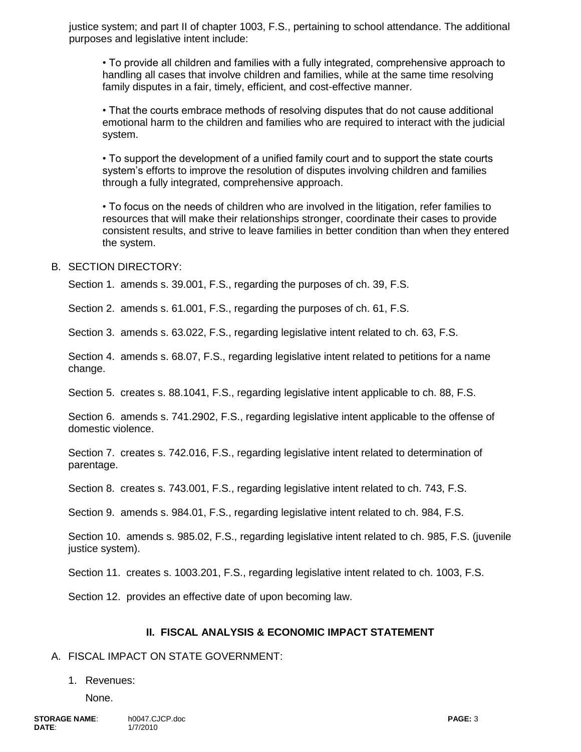justice system; and part II of chapter 1003, F.S., pertaining to school attendance. The additional purposes and legislative intent include:

- To provide all children and families with a fully integrated, comprehensive approach to handling all cases that involve children and families, while at the same time resolving family disputes in a fair, timely, efficient, and cost-effective manner.

- That the courts embrace methods of resolving disputes that do not cause additional emotional harm to the children and families who are required to interact with the judicial system.

- To support the development of a unified family court and to support the state courts system's efforts to improve the resolution of disputes involving children and families through a fully integrated, comprehensive approach.

- To focus on the needs of children who are involved in the litigation, refer families to resources that will make their relationships stronger, coordinate their cases to provide consistent results, and strive to leave families in better condition than when they entered the system.

B. SECTION DIRECTORY:

Section 1. amends s. 39.001, F.S., regarding the purposes of ch. 39, F.S.

Section 2. amends s. 61.001, F.S., regarding the purposes of ch. 61, F.S.

Section 3. amends s. 63.022, F.S., regarding legislative intent related to ch. 63, F.S.

Section 4. amends s. 68.07, F.S., regarding legislative intent related to petitions for a name change.

Section 5. creates s. 88.1041, F.S., regarding legislative intent applicable to ch. 88, F.S.

Section 6. amends s. 741.2902, F.S., regarding legislative intent applicable to the offense of domestic violence.

Section 7. creates s. 742.016, F.S., regarding legislative intent related to determination of parentage.

Section 8. creates s. 743.001, F.S., regarding legislative intent related to ch. 743, F.S.

Section 9. amends s. 984.01, F.S., regarding legislative intent related to ch. 984, F.S.

Section 10. amends s. 985.02, F.S., regarding legislative intent related to ch. 985, F.S. (juvenile justice system).

Section 11. creates s. 1003.201, F.S., regarding legislative intent related to ch. 1003, F.S.

Section 12. provides an effective date of upon becoming law.

## II. FISCAL ANALYSIS & ECONOMIC IMPACT STATEMENT

A. FISCAL IMPACT ON STATE GOVERNMENT:

1. Revenues:

   None.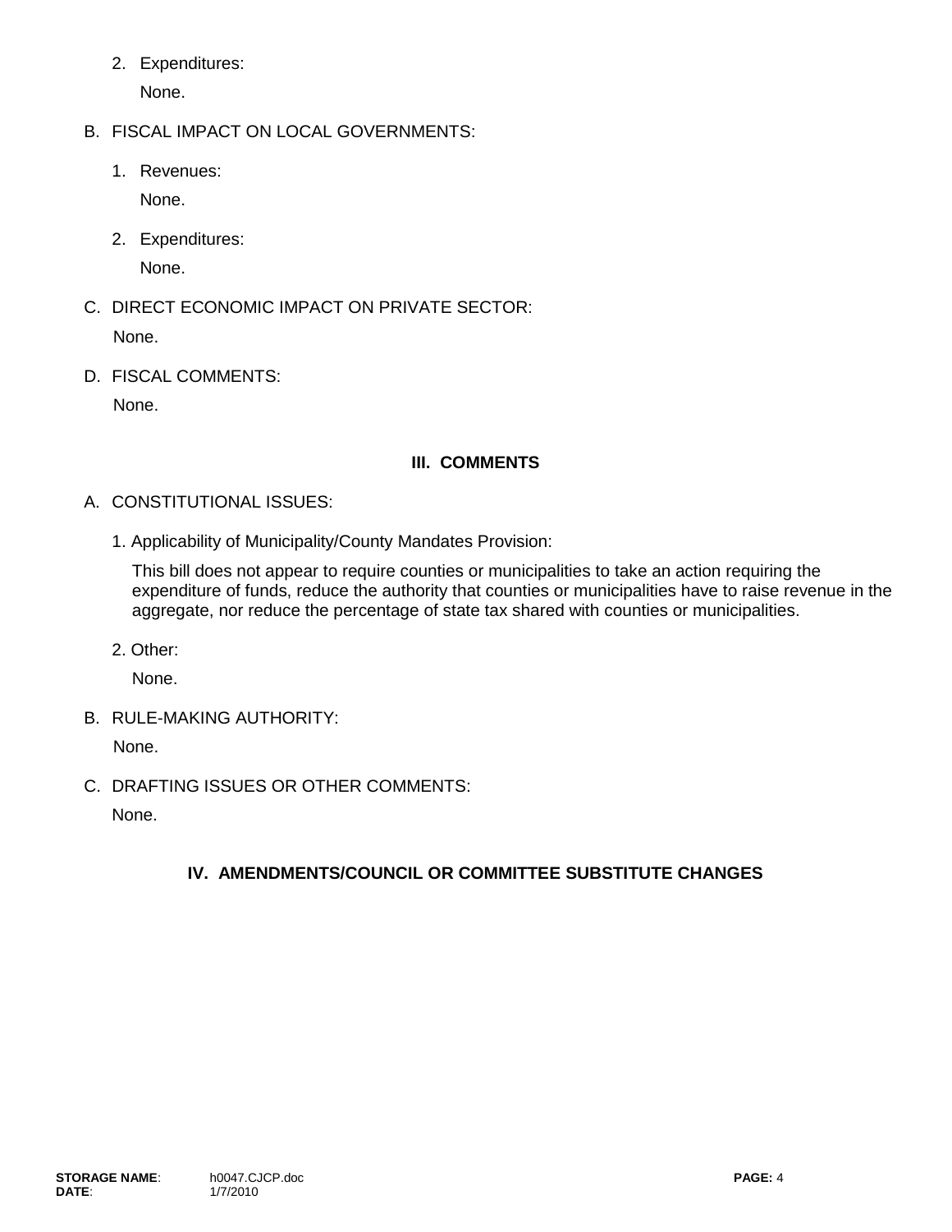2. Expenditures:

   None.

B. FISCAL IMPACT ON LOCAL GOVERNMENTS:

1. Revenues:

   None.

2. Expenditures:

   None.

C. DIRECT ECONOMIC IMPACT ON PRIVATE SECTOR:

   None.

D. FISCAL COMMENTS:

   None.

## III. COMMENTS

A. CONSTITUTIONAL ISSUES:

1. Applicability of Municipality/County Mandates Provision:

   This bill does not appear to require counties or municipalities to take an action requiring the expenditure of funds, reduce the authority that counties or municipalities have to raise revenue in the aggregate, nor reduce the percentage of state tax shared with counties or municipalities.

2. Other:

   None.

B. RULE-MAKING AUTHORITY:

   None.

C. DRAFTING ISSUES OR OTHER COMMENTS:

   None.

## IV. AMENDMENTS/COUNCIL OR COMMITTEE SUBSTITUTE CHANGES